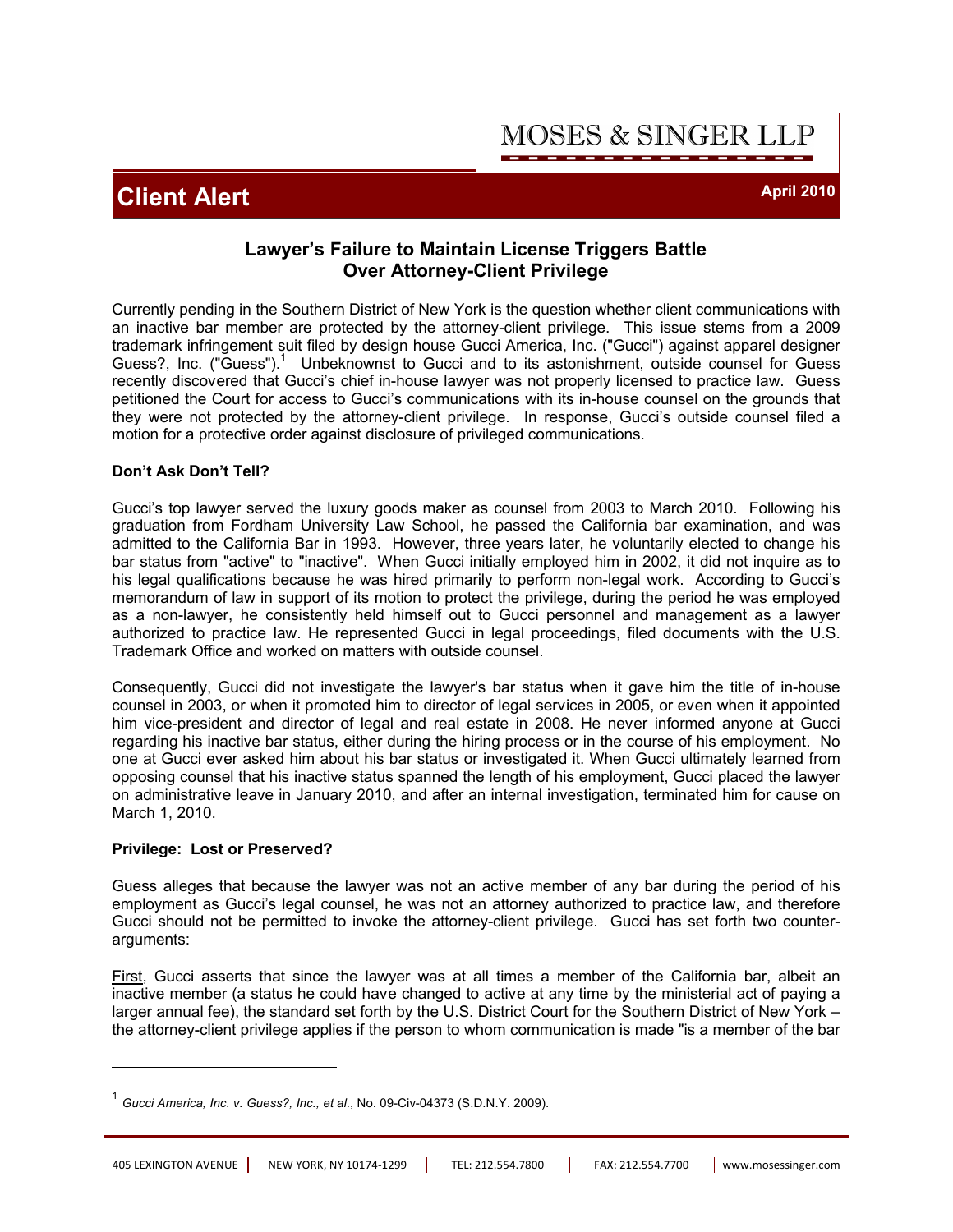MOSES & SINGER LLP

# Client Alert

April 2010

## Lawyer's Failure to Maintain License Triggers Battle Over Attorney-Client Privilege

Currently pending in the Southern District of New York is the question whether client communications with an inactive bar member are protected by the attorney-client privilege. This issue stems from a 2009 trademark infringement suit filed by design house Gucci America, Inc. ("Gucci") against apparel designer Guess?, Inc. ("Guess").[1] Unbeknownst to Gucci and to its astonishment, outside counsel for Guess recently discovered that Gucci's chief in-house lawyer was not properly licensed to practice law. Guess petitioned the Court for access to Gucci's communications with its in-house counsel on the grounds that they were not protected by the attorney-client privilege. In response, Gucci's outside counsel filed a motion for a protective order against disclosure of privileged communications.

**Don't Ask Don't Tell?**

Gucci's top lawyer served the luxury goods maker as counsel from 2003 to March 2010. Following his graduation from Fordham University Law School, he passed the California bar examination, and was admitted to the California Bar in 1993. However, three years later, he voluntarily elected to change his bar status from "active" to "inactive". When Gucci initially employed him in 2002, it did not inquire as to his legal qualifications because he was hired primarily to perform non-legal work. According to Gucci's memorandum of law in support of its motion to protect the privilege, during the period he was employed as a non-lawyer, he consistently held himself out to Gucci personnel and management as a lawyer authorized to practice law. He represented Gucci in legal proceedings, filed documents with the U.S. Trademark Office and worked on matters with outside counsel.

Consequently, Gucci did not investigate the lawyer's bar status when it gave him the title of in-house counsel in 2003, or when it promoted him to director of legal services in 2005, or even when it appointed him vice-president and director of legal and real estate in 2008. He never informed anyone at Gucci regarding his inactive bar status, either during the hiring process or in the course of his employment. No one at Gucci ever asked him about his bar status or investigated it. When Gucci ultimately learned from opposing counsel that his inactive status spanned the length of his employment, Gucci placed the lawyer on administrative leave in January 2010, and after an internal investigation, terminated him for cause on March 1, 2010.

**Privilege: Lost or Preserved?**

Guess alleges that because the lawyer was not an active member of any bar during the period of his employment as Gucci's legal counsel, he was not an attorney authorized to practice law, and therefore Gucci should not be permitted to invoke the attorney-client privilege. Gucci has set forth two counter-arguments:

First, Gucci asserts that since the lawyer was at all times a member of the California bar, albeit an inactive member (a status he could have changed to active at any time by the ministerial act of paying a larger annual fee), the standard set forth by the U.S. District Court for the Southern District of New York – the attorney-client privilege applies if the person to whom communication is made "is a member of the bar

[1] *Gucci America, Inc. v. Guess?, Inc., et al*., No. 09-Civ-04373 (S.D.N.Y. 2009).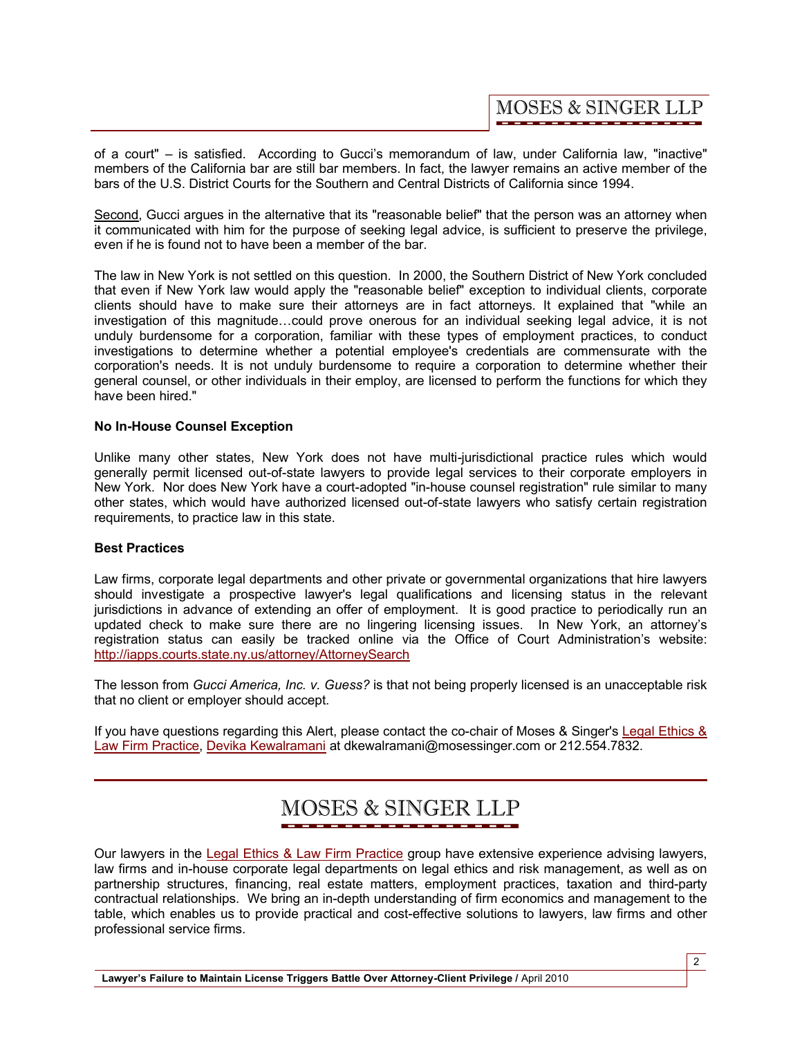of a court" – is satisfied. According to Gucci's memorandum of law, under California law, "inactive" members of the California bar are still bar members. In fact, the lawyer remains an active member of the bars of the U.S. District Courts for the Southern and Central Districts of California since 1994.

Second, Gucci argues in the alternative that its "reasonable belief" that the person was an attorney when it communicated with him for the purpose of seeking legal advice, is sufficient to preserve the privilege, even if he is found not to have been a member of the bar.

The law in New York is not settled on this question. In 2000, the Southern District of New York concluded that even if New York law would apply the "reasonable belief" exception to individual clients, corporate clients should have to make sure their attorneys are in fact attorneys. It explained that "while an investigation of this magnitude…could prove onerous for an individual seeking legal advice, it is not unduly burdensome for a corporation, familiar with these types of employment practices, to conduct investigations to determine whether a potential employee's credentials are commensurate with the corporation's needs. It is not unduly burdensome to require a corporation to determine whether their general counsel, or other individuals in their employ, are licensed to perform the functions for which they have been hired."

**No In-House Counsel Exception**

Unlike many other states, New York does not have multi-jurisdictional practice rules which would generally permit licensed out-of-state lawyers to provide legal services to their corporate employers in New York. Nor does New York have a court-adopted "in-house counsel registration" rule similar to many other states, which would have authorized licensed out-of-state lawyers who satisfy certain registration requirements, to practice law in this state.

**Best Practices**

Law firms, corporate legal departments and other private or governmental organizations that hire lawyers should investigate a prospective lawyer's legal qualifications and licensing status in the relevant jurisdictions in advance of extending an offer of employment. It is good practice to periodically run an updated check to make sure there are no lingering licensing issues. In New York, an attorney's registration status can easily be tracked online via the Office of Court Administration's website: http://iapps.courts.state.ny.us/attorney/AttorneySearch

The lesson from *Gucci America, Inc. v. Guess?* is that not being properly licensed is an unacceptable risk that no client or employer should accept.

If you have questions regarding this Alert, please contact the co-chair of Moses & Singer's Legal Ethics & Law Firm Practice, Devika Kewalramani at dkewalramani@mosessinger.com or 212.554.7832.

MOSES & SINGER LLP

Our lawyers in the Legal Ethics & Law Firm Practice group have extensive experience advising lawyers, law firms and in-house corporate legal departments on legal ethics and risk management, as well as on partnership structures, financing, real estate matters, employment practices, taxation and third-party contractual relationships. We bring an in-depth understanding of firm economics and management to the table, which enables us to provide practical and cost-effective solutions to lawyers, law firms and other professional service firms.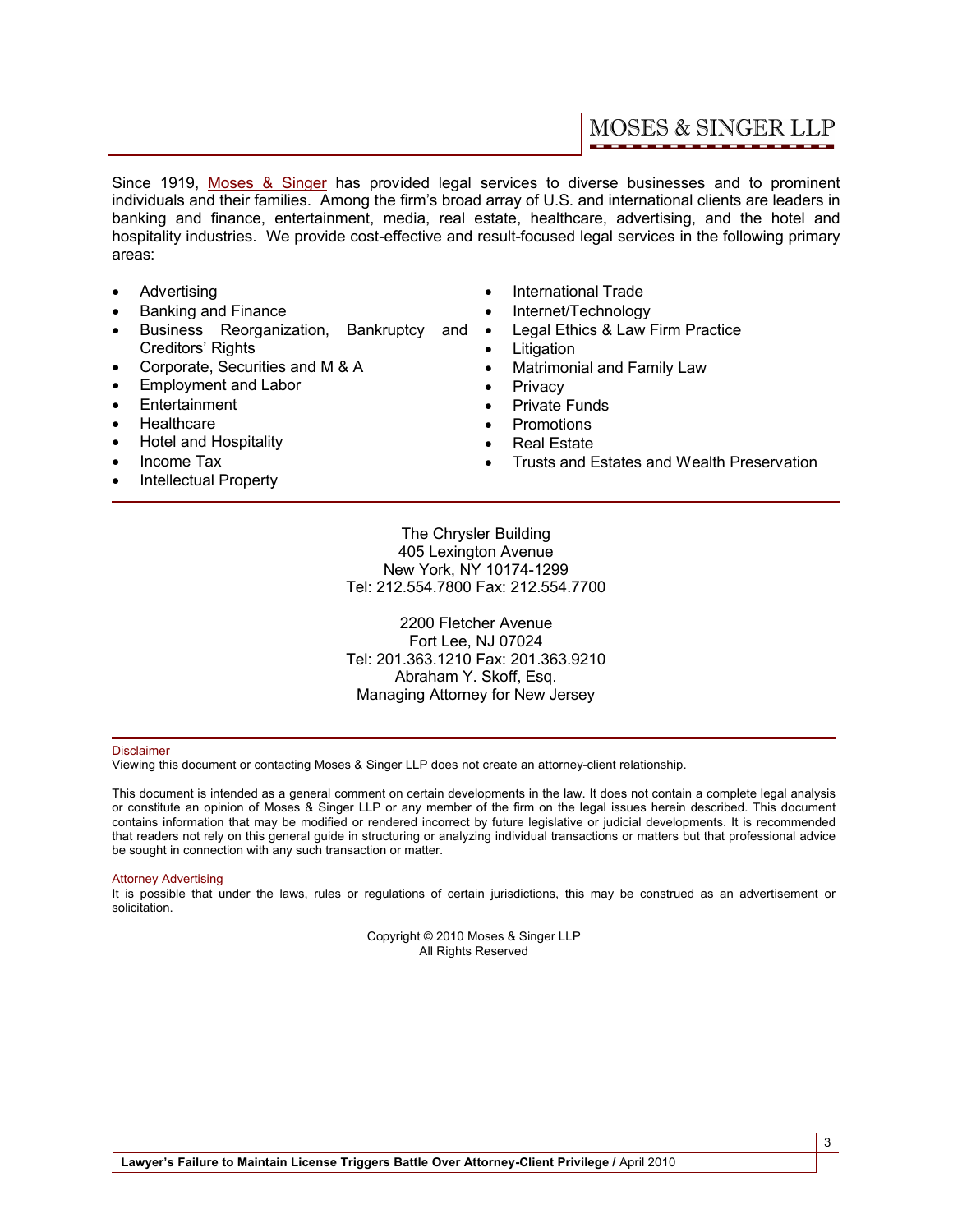MOSES & SINGER LLP

Since 1919, Moses & Singer has provided legal services to diverse businesses and to prominent individuals and their families. Among the firm's broad array of U.S. and international clients are leaders in banking and finance, entertainment, media, real estate, healthcare, advertising, and the hotel and hospitality industries. We provide cost-effective and result-focused legal services in the following primary areas:

- Advertising
- Banking and Finance
- Business Reorganization, Bankruptcy and Creditors' Rights
- Corporate, Securities and M & A
- Employment and Labor
- Entertainment
- Healthcare
- Hotel and Hospitality
- Income Tax
- Intellectual Property
- International Trade
- Internet/Technology
- Legal Ethics & Law Firm Practice
- Litigation
- Matrimonial and Family Law
- Privacy
- Private Funds
- Promotions
- Real Estate
- Trusts and Estates and Wealth Preservation

The Chrysler Building
405 Lexington Avenue
New York, NY 10174-1299
Tel: 212.554.7800 Fax: 212.554.7700

2200 Fletcher Avenue
Fort Lee, NJ 07024
Tel: 201.363.1210 Fax: 201.363.9210
Abraham Y. Skoff, Esq.
Managing Attorney for New Jersey

Disclaimer

Viewing this document or contacting Moses & Singer LLP does not create an attorney-client relationship.

This document is intended as a general comment on certain developments in the law. It does not contain a complete legal analysis or constitute an opinion of Moses & Singer LLP or any member of the firm on the legal issues herein described. This document contains information that may be modified or rendered incorrect by future legislative or judicial developments. It is recommended that readers not rely on this general guide in structuring or analyzing individual transactions or matters but that professional advice be sought in connection with any such transaction or matter.

Attorney Advertising

It is possible that under the laws, rules or regulations of certain jurisdictions, this may be construed as an advertisement or solicitation.

Copyright © 2010 Moses & Singer LLP
All Rights Reserved